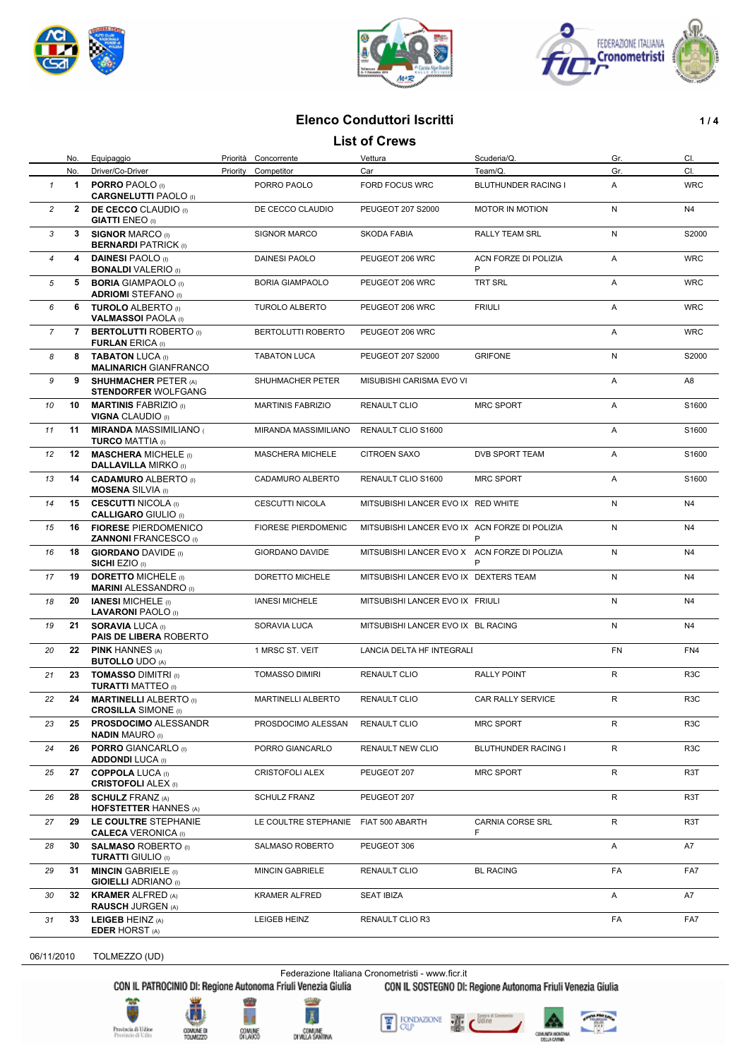## Elenco Conduttori Iscritti

## List of Crews

|  | No. | Equipaggio | Priorità | Concorrente | Vettura | Scuderia/Q. | Gr. | Cl. |
|---|---|---|---|---|---|---|---|---|
|  | No. | Driver/Co-Driver | Priority | Competitor | Car | Team/Q. | Gr. | Cl. |
| 1 | **1** | **PORRO** PAOLO (I) **CARGNELUTTI** PAOLO (I) |  | PORRO PAOLO | FORD FOCUS WRC | BLUTHUNDER RACING I | A | WRC |
| 2 | **2** | **DE CECCO** CLAUDIO (I) **GIATTI** ENEO (I) |  | DE CECCO CLAUDIO | PEUGEOT 207 S2000 | MOTOR IN MOTION | N | N4 |
| 3 | **3** | **SIGNOR** MARCO (I) **BERNARDI** PATRICK (I) |  | SIGNOR MARCO | SKODA FABIA | RALLY TEAM SRL | N | S2000 |
| 4 | **4** | **DAINESI** PAOLO (I) **BONALDI** VALERIO (I) |  | DAINESI PAOLO | PEUGEOT 206 WRC | ACN FORZE DI POLIZIA P | A | WRC |
| 5 | **5** | **BORIA** GIAMPAOLO (I) **ADRIOMI** STEFANO (I) |  | BORIA GIAMPAOLO | PEUGEOT 206 WRC | TRT SRL | A | WRC |
| 6 | **6** | **TUROLO** ALBERTO (I) **VALMASSOI** PAOLA (I) |  | TUROLO ALBERTO | PEUGEOT 206 WRC | FRIULI | A | WRC |
| 7 | **7** | **BERTOLUTTI** ROBERTO (I) **FURLAN** ERICA (I) |  | BERTOLUTTI ROBERTO | PEUGEOT 206 WRC |  | A | WRC |
| 8 | **8** | **TABATON** LUCA (I) **MALINARICH** GIANFRANCO |  | TABATON LUCA | PEUGEOT 207 S2000 | GRIFONE | N | S2000 |
| 9 | **9** | **SHUHMACHER** PETER (A) **STENDORFER** WOLFGANG |  | SHUHMACHER PETER | MISUBISHI CARISMA EVO VI |  | A | A8 |
| 10 | **10** | **MARTINIS** FABRIZIO (I) **VIGNA** CLAUDIO (I) |  | MARTINIS FABRIZIO | RENAULT CLIO | MRC SPORT | A | S1600 |
| 11 | **11** | **MIRANDA** MASSIMILIANO ( **TURCO** MATTIA (I) |  | MIRANDA MASSIMILIANO | RENAULT CLIO S1600 |  | A | S1600 |
| 12 | **12** | **MASCHERA** MICHELE (I) **DALLAVILLA** MIRKO (I) |  | MASCHERA MICHELE | CITROEN SAXO | DVB SPORT TEAM | A | S1600 |
| 13 | **14** | **CADAMURO** ALBERTO (I) **MOSENA** SILVIA (I) |  | CADAMURO ALBERTO | RENAULT CLIO S1600 | MRC SPORT | A | S1600 |
| 14 | **15** | **CESCUTTI** NICOLA (I) **CALLIGARO** GIULIO (I) |  | CESCUTTI NICOLA | MITSUBISHI LANCER EVO IX | RED WHITE | N | N4 |
| 15 | **16** | **FIORESE** PIERDOMENICO **ZANNONI** FRANCESCO (I) |  | FIORESE PIERDOMENIC | MITSUBISHI LANCER EVO IX | ACN FORZE DI POLIZIA P | N | N4 |
| 16 | **18** | **GIORDANO** DAVIDE (I) **SICHI** EZIO (I) |  | GIORDANO DAVIDE | MITSUBISHI LANCER EVO X | ACN FORZE DI POLIZIA P | N | N4 |
| 17 | **19** | **DORETTO** MICHELE (I) **MARINI** ALESSANDRO (I) |  | DORETTO MICHELE | MITSUBISHI LANCER EVO IX | DEXTERS TEAM | N | N4 |
| 18 | **20** | **IANESI** MICHELE (I) **LAVARONI** PAOLO (I) |  | IANESI MICHELE | MITSUBISHI LANCER EVO IX | FRIULI | N | N4 |
| 19 | **21** | **SORAVIA** LUCA (I) **PAIS DE LIBERA** ROBERTO |  | SORAVIA LUCA | MITSUBISHI LANCER EVO IX | BL RACING | N | N4 |
| 20 | **22** | **PINK** HANNES (A) **BUTOLLO** UDO (A) |  | 1 MRSC ST. VEIT | LANCIA DELTA HF INTEGRALI |  | FN | FN4 |
| 21 | **23** | **TOMASSO** DIMITRI (I) **TURATTI** MATTEO (I) |  | TOMASSO DIMIRI | RENAULT CLIO | RALLY POINT | R | R3C |
| 22 | **24** | **MARTINELLI** ALBERTO (I) **CROSILLA** SIMONE (I) |  | MARTINELLI ALBERTO | RENAULT CLIO | CAR RALLY SERVICE | R | R3C |
| 23 | **25** | **PROSDOCIMO** ALESSANDR **NADIN** MAURO (I) |  | PROSDOCIMO ALESSAN | RENAULT CLIO | MRC SPORT | R | R3C |
| 24 | **26** | **PORRO** GIANCARLO (I) **ADDONDI** LUCA (I) |  | PORRO GIANCARLO | RENAULT NEW CLIO | BLUTHUNDER RACING I | R | R3C |
| 25 | **27** | **COPPOLA** LUCA (I) **CRISTOFOLI** ALEX (I) |  | CRISTOFOLI ALEX | PEUGEOT 207 | MRC SPORT | R | R3T |
| 26 | **28** | **SCHULZ** FRANZ (A) **HOFSTETTER** HANNES (A) |  | SCHULZ FRANZ | PEUGEOT 207 |  | R | R3T |
| 27 | **29** | **LE COULTRE** STEPHANIE **CALECA** VERONICA (I) |  | LE COULTRE STEPHANIE | FIAT 500 ABARTH | CARNIA CORSE SRL F | R | R3T |
| 28 | **30** | **SALMASO** ROBERTO (I) **TURATTI** GIULIO (I) |  | SALMASO ROBERTO | PEUGEOT 306 |  | A | A7 |
| 29 | **31** | **MINCIN** GABRIELE (I) **GIOIELLI** ADRIANO (I) |  | MINCIN GABRIELE | RENAULT CLIO | BL RACING | FA | FA7 |
| 30 | **32** | **KRAMER** ALFRED (A) **RAUSCH** JURGEN (A) |  | KRAMER ALFRED | SEAT IBIZA |  | A | A7 |
| 31 | **33** | **LEIGEB** HEINZ (A) **EDER** HORST (A) |  | LEIGEB HEINZ | RENAULT CLIO R3 |  | FA | FA7 |

06/11/2010 TOLMEZZO (UD)

Federazione Italiana Cronometristi - www.ficr.it

CON IL PATROCINIO DI: Regione Autonoma Friuli Venezia Giulia — CON IL SOSTEGNO DI: Regione Autonoma Friuli Venezia Giulia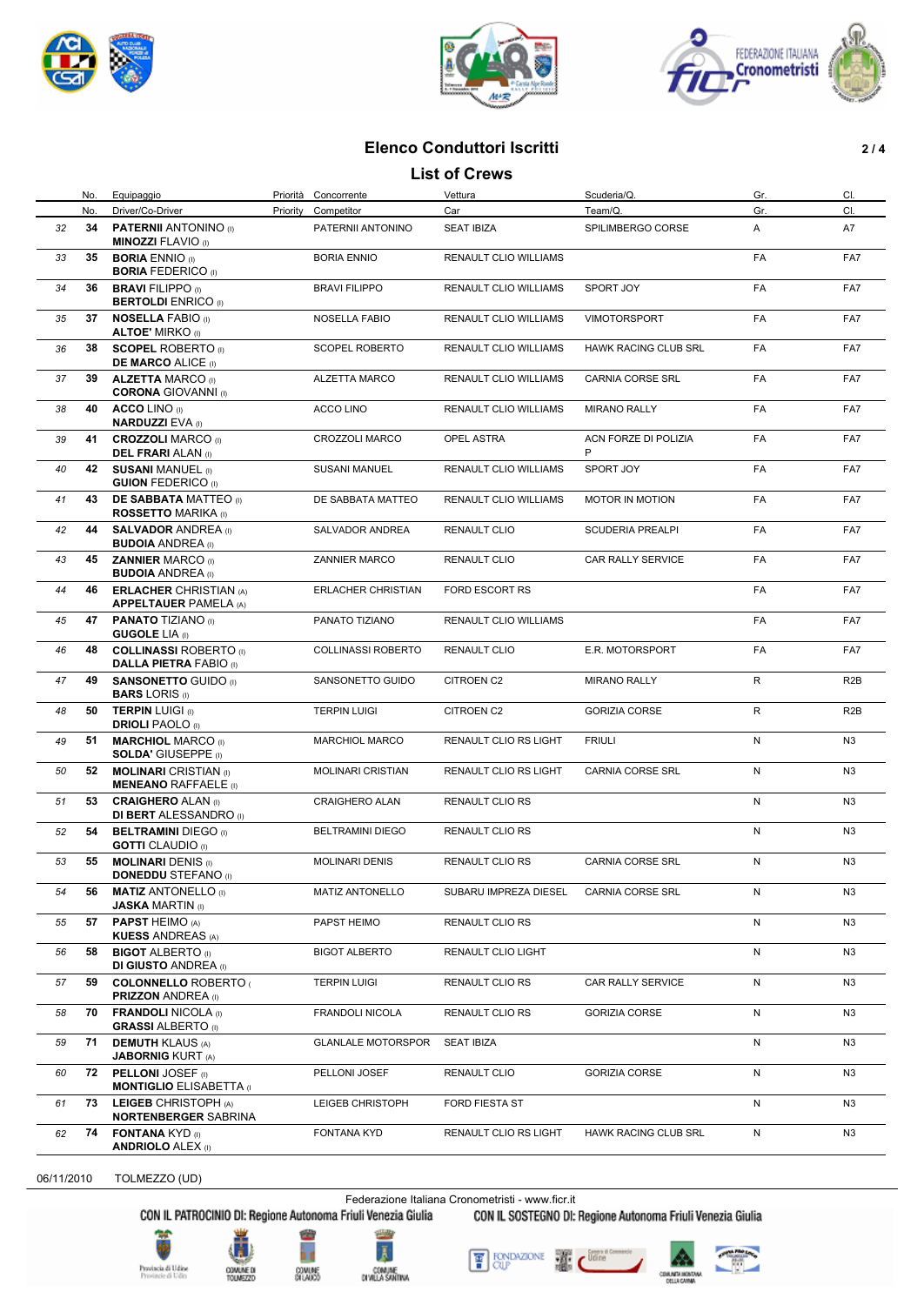## Elenco Conduttori Iscritti

## List of Crews

| | No. | Equipaggio | Priorità | Concorrente | Vettura | Scuderia/Q. | Gr. | Cl. |
|---|---|---|---|---|---|---|---|---|
| | No. | Driver/Co-Driver | Priority | Competitor | Car | Team/Q. | Gr. | Cl. |
| 32 | 34 | **PATERNII** ANTONINO (I) **MINOZZI** FLAVIO (I) | | PATERNII ANTONINO | SEAT IBIZA | SPILIMBERGO CORSE | A | A7 |
| 33 | 35 | **BORIA** ENNIO (I) **BORIA** FEDERICO (I) | | BORIA ENNIO | RENAULT CLIO WILLIAMS | | FA | FA7 |
| 34 | 36 | **BRAVI** FILIPPO (I) **BERTOLDI** ENRICO (I) | | BRAVI FILIPPO | RENAULT CLIO WILLIAMS | SPORT JOY | FA | FA7 |
| 35 | 37 | **NOSELLA** FABIO (I) **ALTOE'** MIRKO (I) | | NOSELLA FABIO | RENAULT CLIO WILLIAMS | VIMOTORSPORT | FA | FA7 |
| 36 | 38 | **SCOPEL** ROBERTO (I) **DE MARCO** ALICE (I) | | SCOPEL ROBERTO | RENAULT CLIO WILLIAMS | HAWK RACING CLUB SRL | FA | FA7 |
| 37 | 39 | **ALZETTA** MARCO (I) **CORONA** GIOVANNI (I) | | ALZETTA MARCO | RENAULT CLIO WILLIAMS | CARNIA CORSE SRL | FA | FA7 |
| 38 | 40 | **ACCO** LINO (I) **NARDUZZI** EVA (I) | | ACCO LINO | RENAULT CLIO WILLIAMS | MIRANO RALLY | FA | FA7 |
| 39 | 41 | **CROZZOLI** MARCO (I) **DEL FRARI** ALAN (I) | | CROZZOLI MARCO | OPEL ASTRA | ACN FORZE DI POLIZIA P | FA | FA7 |
| 40 | 42 | **SUSANI** MANUEL (I) **GUION** FEDERICO (I) | | SUSANI MANUEL | RENAULT CLIO WILLIAMS | SPORT JOY | FA | FA7 |
| 41 | 43 | **DE SABBATA** MATTEO (I) **ROSSETTO** MARIKA (I) | | DE SABBATA MATTEO | RENAULT CLIO WILLIAMS | MOTOR IN MOTION | FA | FA7 |
| 42 | 44 | **SALVADOR** ANDREA (I) **BUDOIA** ANDREA (I) | | SALVADOR ANDREA | RENAULT CLIO | SCUDERIA PREALPI | FA | FA7 |
| 43 | 45 | **ZANNIER** MARCO (I) **BUDOIA** ANDREA (I) | | ZANNIER MARCO | RENAULT CLIO | CAR RALLY SERVICE | FA | FA7 |
| 44 | 46 | **ERLACHER** CHRISTIAN (A) **APPELTAUER** PAMELA (A) | | ERLACHER CHRISTIAN | FORD ESCORT RS | | FA | FA7 |
| 45 | 47 | **PANATO** TIZIANO (I) **GUGOLE** LIA (I) | | PANATO TIZIANO | RENAULT CLIO WILLIAMS | | FA | FA7 |
| 46 | 48 | **COLLINASSI** ROBERTO (I) **DALLA PIETRA** FABIO (I) | | COLLINASSI ROBERTO | RENAULT CLIO | E.R. MOTORSPORT | FA | FA7 |
| 47 | 49 | **SANSONETTO** GUIDO (I) **BARS** LORIS (I) | | SANSONETTO GUIDO | CITROEN C2 | MIRANO RALLY | R | R2B |
| 48 | 50 | **TERPIN** LUIGI (I) **DRIOLI** PAOLO (I) | | TERPIN LUIGI | CITROEN C2 | GORIZIA CORSE | R | R2B |
| 49 | 51 | **MARCHIOL** MARCO (I) **SOLDA'** GIUSEPPE (I) | | MARCHIOL MARCO | RENAULT CLIO RS LIGHT | FRIULI | N | N3 |
| 50 | 52 | **MOLINARI** CRISTIAN (I) **MENEANO** RAFFAELE (I) | | MOLINARI CRISTIAN | RENAULT CLIO RS LIGHT | CARNIA CORSE SRL | N | N3 |
| 51 | 53 | **CRAIGHERO** ALAN (I) **DI BERT** ALESSANDRO (I) | | CRAIGHERO ALAN | RENAULT CLIO RS | | N | N3 |
| 52 | 54 | **BELTRAMINI** DIEGO (I) **GOTTI** CLAUDIO (I) | | BELTRAMINI DIEGO | RENAULT CLIO RS | | N | N3 |
| 53 | 55 | **MOLINARI** DENIS (I) **DONEDDU** STEFANO (I) | | MOLINARI DENIS | RENAULT CLIO RS | CARNIA CORSE SRL | N | N3 |
| 54 | 56 | **MATIZ** ANTONELLO (I) **JASKA** MARTIN (I) | | MATIZ ANTONELLO | SUBARU IMPREZA DIESEL | CARNIA CORSE SRL | N | N3 |
| 55 | 57 | **PAPST** HEIMO (A) **KUESS** ANDREAS (A) | | PAPST HEIMO | RENAULT CLIO RS | | N | N3 |
| 56 | 58 | **BIGOT** ALBERTO (I) **DI GIUSTO** ANDREA (I) | | BIGOT ALBERTO | RENAULT CLIO LIGHT | | N | N3 |
| 57 | 59 | **COLONNELLO** ROBERTO ( **PRIZZON** ANDREA (I) | | TERPIN LUIGI | RENAULT CLIO RS | CAR RALLY SERVICE | N | N3 |
| 58 | 70 | **FRANDOLI** NICOLA (I) **GRASSI** ALBERTO (I) | | FRANDOLI NICOLA | RENAULT CLIO RS | GORIZIA CORSE | N | N3 |
| 59 | 71 | **DEMUTH** KLAUS (A) **JABORNIG** KURT (A) | | GLANLALE MOTORSPOR | SEAT IBIZA | | N | N3 |
| 60 | 72 | **PELLONI** JOSEF (I) **MONTIGLIO** ELISABETTA (I | | PELLONI JOSEF | RENAULT CLIO | GORIZIA CORSE | N | N3 |
| 61 | 73 | **LEIGEB** CHRISTOPH (A) **NORTENBERGER** SABRINA | | LEIGEB CHRISTOPH | FORD FIESTA ST | | N | N3 |
| 62 | 74 | **FONTANA** KYD (I) **ANDRIOLO** ALEX (I) | | FONTANA KYD | RENAULT CLIO RS LIGHT | HAWK RACING CLUB SRL | N | N3 |

06/11/2010 TOLMEZZO (UD)

Federazione Italiana Cronometristi - www.ficr.it

CON IL PATROCINIO DI: Regione Autonoma Friuli Venezia Giulia CON IL SOSTEGNO DI: Regione Autonoma Friuli Venezia Giulia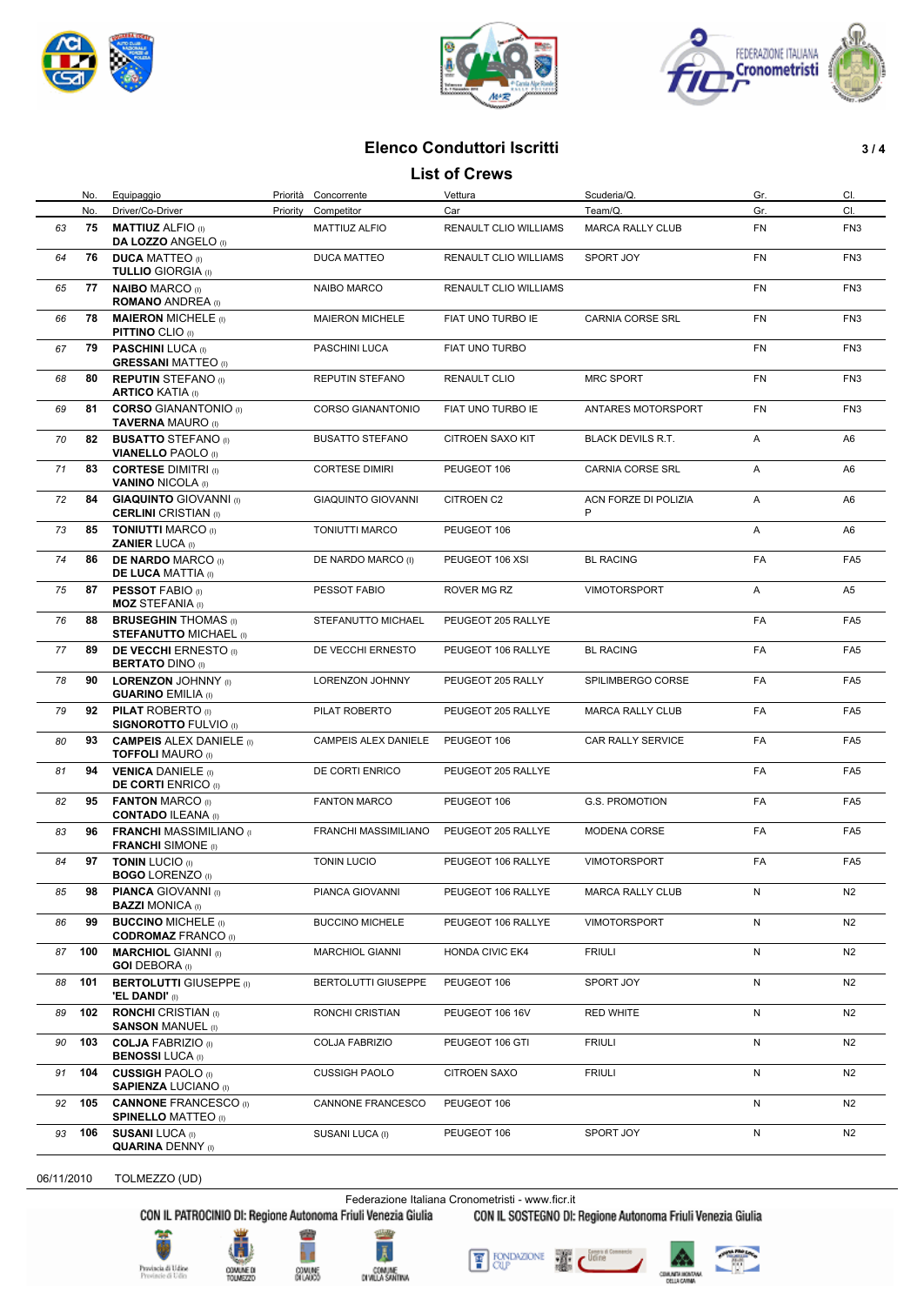## Elenco Conduttori Iscritti

## List of Crews

| | No. / No. | Equipaggio / Driver/Co-Driver | Priorità / Priority | Concorrente / Competitor | Vettura / Car | Scuderia/Q. / Team/Q. | Gr. / Gr. | Cl. / Cl. |
|---|---|---|---|---|---|---|---|---|
| 63 | 75 | **MATTIUZ** ALFIO (I)<br>**DA LOZZO** ANGELO (I) | | MATTIUZ ALFIO | RENAULT CLIO WILLIAMS | MARCA RALLY CLUB | FN | FN3 |
| 64 | 76 | **DUCA** MATTEO (I)<br>**TULLIO** GIORGIA (I) | | DUCA MATTEO | RENAULT CLIO WILLIAMS | SPORT JOY | FN | FN3 |
| 65 | 77 | **NAIBO** MARCO (I)<br>**ROMANO** ANDREA (I) | | NAIBO MARCO | RENAULT CLIO WILLIAMS | | FN | FN3 |
| 66 | 78 | **MAIERON** MICHELE (I)<br>**PITTINO** CLIO (I) | | MAIERON MICHELE | FIAT UNO TURBO IE | CARNIA CORSE SRL | FN | FN3 |
| 67 | 79 | **PASCHINI** LUCA (I)<br>**GRESSANI** MATTEO (I) | | PASCHINI LUCA | FIAT UNO TURBO | | FN | FN3 |
| 68 | 80 | **REPUTIN** STEFANO (I)<br>**ARTICO** KATIA (I) | | REPUTIN STEFANO | RENAULT CLIO | MRC SPORT | FN | FN3 |
| 69 | 81 | **CORSO** GIANANTONIO (I)<br>**TAVERNA** MAURO (I) | | CORSO GIANANTONIO | FIAT UNO TURBO IE | ANTARES MOTORSPORT | FN | FN3 |
| 70 | 82 | **BUSATTO** STEFANO (I)<br>**VIANELLO** PAOLO (I) | | BUSATTO STEFANO | CITROEN SAXO KIT | BLACK DEVILS R.T. | A | A6 |
| 71 | 83 | **CORTESE** DIMITRI (I)<br>**VANINO** NICOLA (I) | | CORTESE DIMIRI | PEUGEOT 106 | CARNIA CORSE SRL | A | A6 |
| 72 | 84 | **GIAQUINTO** GIOVANNI (I)<br>**CERLINI** CRISTIAN (I) | | GIAQUINTO GIOVANNI | CITROEN C2 | ACN FORZE DI POLIZIA P | A | A6 |
| 73 | 85 | **TONIUTTI** MARCO (I)<br>**ZANIER** LUCA (I) | | TONIUTTI MARCO | PEUGEOT 106 | | A | A6 |
| 74 | 86 | **DE NARDO** MARCO (I)<br>**DE LUCA** MATTIA (I) | | DE NARDO MARCO (I) | PEUGEOT 106 XSI | BL RACING | FA | FA5 |
| 75 | 87 | **PESSOT** FABIO (I)<br>**MOZ** STEFANIA (I) | | PESSOT FABIO | ROVER MG RZ | VIMOTORSPORT | A | A5 |
| 76 | 88 | **BRUSEGHIN** THOMAS (I)<br>**STEFANUTTO** MICHAEL (I) | | STEFANUTTO MICHAEL | PEUGEOT 205 RALLYE | | FA | FA5 |
| 77 | 89 | **DE VECCHI** ERNESTO (I)<br>**BERTATO** DINO (I) | | DE VECCHI ERNESTO | PEUGEOT 106 RALLYE | BL RACING | FA | FA5 |
| 78 | 90 | **LORENZON** JOHNNY (I)<br>**GUARINO** EMILIA (I) | | LORENZON JOHNNY | PEUGEOT 205 RALLY | SPILIMBERGO CORSE | FA | FA5 |
| 79 | 92 | **PILAT** ROBERTO (I)<br>**SIGNOROTTO** FULVIO (I) | | PILAT ROBERTO | PEUGEOT 205 RALLYE | MARCA RALLY CLUB | FA | FA5 |
| 80 | 93 | **CAMPEIS** ALEX DANIELE (I)<br>**TOFFOLI** MAURO (I) | | CAMPEIS ALEX DANIELE | PEUGEOT 106 | CAR RALLY SERVICE | FA | FA5 |
| 81 | 94 | **VENICA** DANIELE (I)<br>**DE CORTI** ENRICO (I) | | DE CORTI ENRICO | PEUGEOT 205 RALLYE | | FA | FA5 |
| 82 | 95 | **FANTON** MARCO (I)<br>**CONTADO** ILEANA (I) | | FANTON MARCO | PEUGEOT 106 | G.S. PROMOTION | FA | FA5 |
| 83 | 96 | **FRANCHI** MASSIMILIANO (I)<br>**FRANCHI** SIMONE (I) | | FRANCHI MASSIMILIANO | PEUGEOT 205 RALLYE | MODENA CORSE | FA | FA5 |
| 84 | 97 | **TONIN** LUCIO (I)<br>**BOGO** LORENZO (I) | | TONIN LUCIO | PEUGEOT 106 RALLYE | VIMOTORSPORT | FA | FA5 |
| 85 | 98 | **PIANCA** GIOVANNI (I)<br>**BAZZI** MONICA (I) | | PIANCA GIOVANNI | PEUGEOT 106 RALLYE | MARCA RALLY CLUB | N | N2 |
| 86 | 99 | **BUCCINO** MICHELE (I)<br>**CODROMAZ** FRANCO (I) | | BUCCINO MICHELE | PEUGEOT 106 RALLYE | VIMOTORSPORT | N | N2 |
| 87 | 100 | **MARCHIOL** GIANNI (I)<br>**GOI** DEBORA (I) | | MARCHIOL GIANNI | HONDA CIVIC EK4 | FRIULI | N | N2 |
| 88 | 101 | **BERTOLUTTI** GIUSEPPE (I)<br>**'EL DANDI'** (I) | | BERTOLUTTI GIUSEPPE | PEUGEOT 106 | SPORT JOY | N | N2 |
| 89 | 102 | **RONCHI** CRISTIAN (I)<br>**SANSON** MANUEL (I) | | RONCHI CRISTIAN | PEUGEOT 106 16V | RED WHITE | N | N2 |
| 90 | 103 | **COLJA** FABRIZIO (I)<br>**BENOSSI** LUCA (I) | | COLJA FABRIZIO | PEUGEOT 106 GTI | FRIULI | N | N2 |
| 91 | 104 | **CUSSIGH** PAOLO (I)<br>**SAPIENZA** LUCIANO (I) | | CUSSIGH PAOLO | CITROEN SAXO | FRIULI | N | N2 |
| 92 | 105 | **CANNONE** FRANCESCO (I)<br>**SPINELLO** MATTEO (I) | | CANNONE FRANCESCO | PEUGEOT 106 | | N | N2 |
| 93 | 106 | **SUSANI** LUCA (I)<br>**QUARINA** DENNY (I) | | SUSANI LUCA (I) | PEUGEOT 106 | SPORT JOY | N | N2 |

06/11/2010 TOLMEZZO (UD)

Federazione Italiana Cronometristi - www.ficr.it

CON IL PATROCINIO DI: Regione Autonoma Friuli Venezia Giulia — CON IL SOSTEGNO DI: Regione Autonoma Friuli Venezia Giulia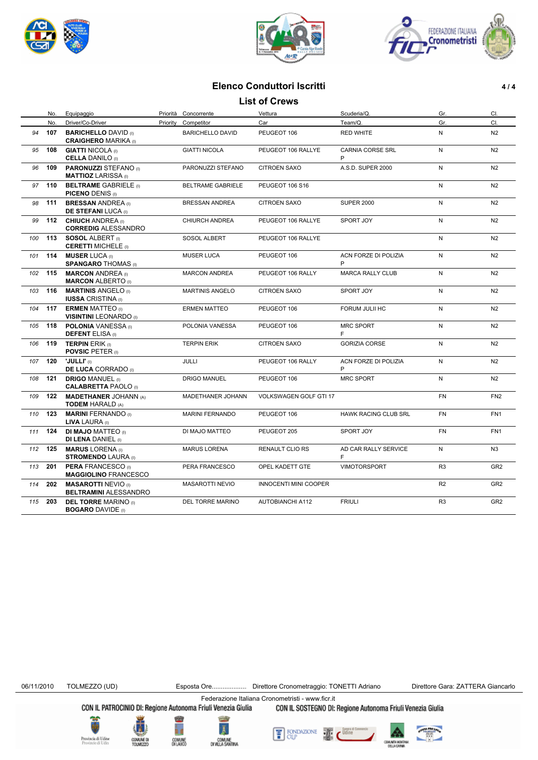## Elenco Conduttori Iscritti

## List of Crews

| | No. | Equipaggio | Priorità | Concorrente | Vettura | Scuderia/Q. | Gr. | Cl. |
|---|---|---|---|---|---|---|---|---|
| | No. | Driver/Co-Driver | Priority | Competitor | Car | Team/Q. | Gr. | Cl. |
| 94 | 107 | **BARICHELLO** DAVID (I) **CRAIGHERO** MARIKA (I) | | BARICHELLO DAVID | PEUGEOT 106 | RED WHITE | N | N2 |
| 95 | 108 | **GIATTI** NICOLA (I) **CELLA** DANILO (I) | | GIATTI NICOLA | PEUGEOT 106 RALLYE | CARNIA CORSE SRL P | N | N2 |
| 96 | 109 | **PARONUZZI** STEFANO (I) **MATTIOZ** LARISSA (I) | | PARONUZZI STEFANO | CITROEN SAXO | A.S.D. SUPER 2000 | N | N2 |
| 97 | 110 | **BELTRAME** GABRIELE (I) **PICENO** DENIS (I) | | BELTRAME GABRIELE | PEUGEOT 106 S16 | | N | N2 |
| 98 | 111 | **BRESSAN** ANDREA (I) **DE STEFANI** LUCA (I) | | BRESSAN ANDREA | CITROEN SAXO | SUPER 2000 | N | N2 |
| 99 | 112 | **CHIUCH** ANDREA (I) **CORREDIG** ALESSANDRO | | CHIURCH ANDREA | PEUGEOT 106 RALLYE | SPORT JOY | N | N2 |
| 100 | 113 | **SOSOL** ALBERT (I) **CERETTI** MICHELE (I) | | SOSOL ALBERT | PEUGEOT 106 RALLYE | | N | N2 |
| 101 | 114 | **MUSER** LUCA (I) **SPANGARO** THOMAS (I) | | MUSER LUCA | PEUGEOT 106 | ACN FORZE DI POLIZIA P | N | N2 |
| 102 | 115 | **MARCON** ANDREA (I) **MARCON** ALBERTO (I) | | MARCON ANDREA | PEUGEOT 106 RALLY | MARCA RALLY CLUB | N | N2 |
| 103 | 116 | **MARTINIS** ANGELO (I) **IUSSA** CRISTINA (I) | | MARTINIS ANGELO | CITROEN SAXO | SPORT JOY | N | N2 |
| 104 | 117 | **ERMEN** MATTEO (I) **VISINTINI** LEONARDO (I) | | ERMEN MATTEO | PEUGEOT 106 | FORUM JULII HC | N | N2 |
| 105 | 118 | **POLONIA** VANESSA (I) **DEFENT** ELISA (I) | | POLONIA VANESSA | PEUGEOT 106 | MRC SPORT F | N | N2 |
| 106 | 119 | **TERPIN** ERIK (I) **POVSIC** PETER (I) | | TERPIN ERIK | CITROEN SAXO | GORIZIA CORSE | N | N2 |
| 107 | 120 | **'JULLI'** (I) **DE LUCA** CORRADO (I) | | JULLI | PEUGEOT 106 RALLY | ACN FORZE DI POLIZIA P | N | N2 |
| 108 | 121 | **DRIGO** MANUEL (I) **CALABRETTA** PAOLO (I) | | DRIGO MANUEL | PEUGEOT 106 | MRC SPORT | N | N2 |
| 109 | 122 | **MADETHANER** JOHANN (A) **TODEM** HARALD (A) | | MADETHANER JOHANN | VOLKSWAGEN GOLF GTI 17 | | FN | FN2 |
| 110 | 123 | **MARINI** FERNANDO (I) **LIVA** LAURA (I) | | MARINI FERNANDO | PEUGEOT 106 | HAWK RACING CLUB SRL | FN | FN1 |
| 111 | 124 | **DI MAJO** MATTEO (I) **DI LENA** DANIEL (I) | | DI MAJO MATTEO | PEUGEOT 205 | SPORT JOY | FN | FN1 |
| 112 | 125 | **MARUS** LORENA (I) **STROMENDO** LAURA (I) | | MARUS LORENA | RENAULT CLIO RS | AD CAR RALLY SERVICE F | N | N3 |
| 113 | 201 | **PERA** FRANCESCO (I) **MAGGIOLINO** FRANCESCO | | PERA FRANCESCO | OPEL KADETT GTE | VIMOTORSPORT | R3 | GR2 |
| 114 | 202 | **MASAROTTI** NEVIO (I) **BELTRAMINI** ALESSANDRO | | MASAROTTI NEVIO | INNOCENTI MINI COOPER | | R2 | GR2 |
| 115 | 203 | **DEL TORRE** MARINO (I) **BOGARO** DAVIDE (I) | | DEL TORRE MARINO | AUTOBIANCHI A112 | FRIULI | R3 | GR2 |

06/11/2010 TOLMEZZO (UD) Esposta Ore.................. Direttore Cronometraggio: TONETTI Adriano Direttore Gara: ZATTERA Giancarlo

Federazione Italiana Cronometristi - www.ficr.it

CON IL PATROCINIO DI: Regione Autonoma Friuli Venezia Giulia CON IL SOSTEGNO DI: Regione Autonoma Friuli Venezia Giulia